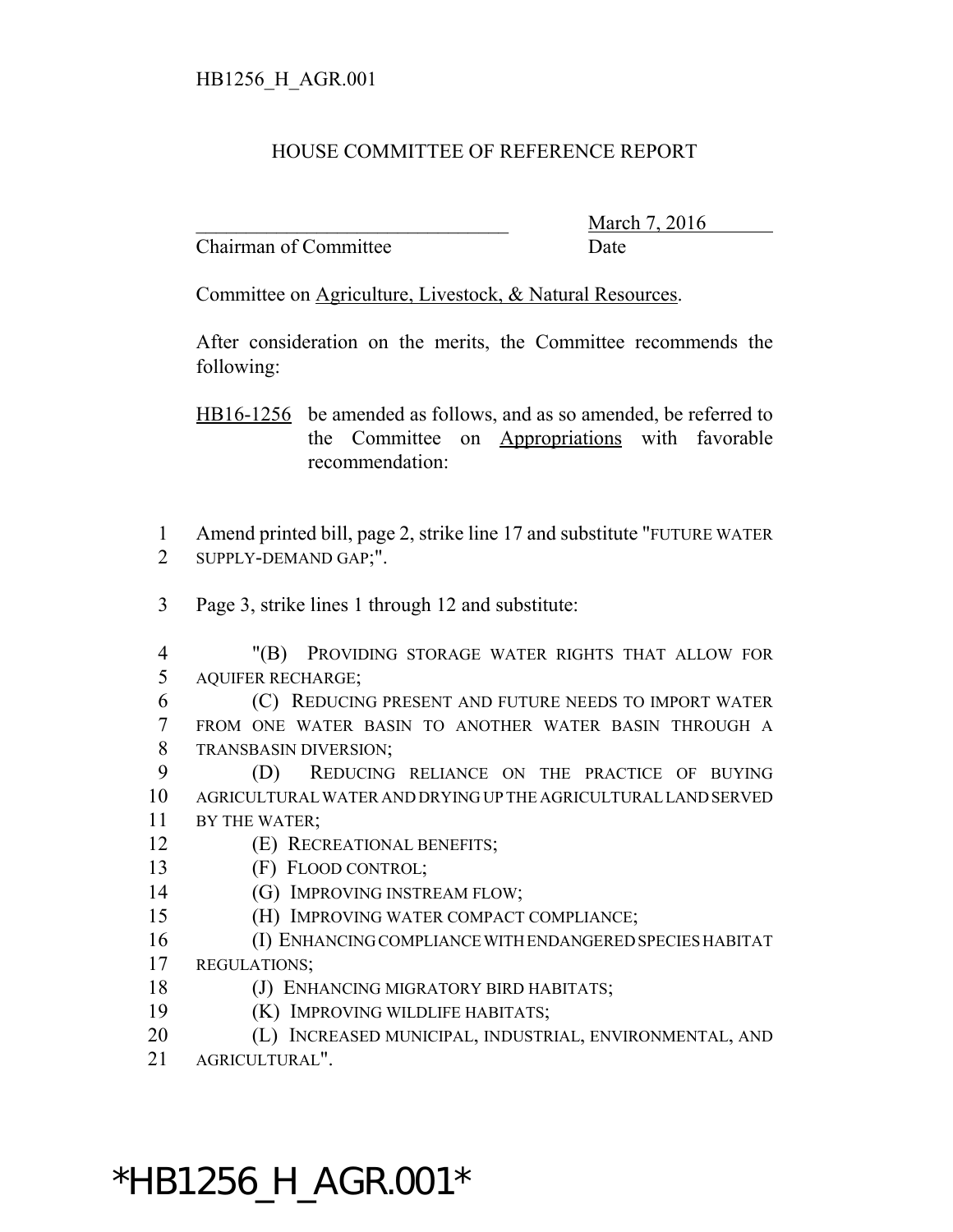HB1256_H_AGR.001

# HOUSE COMMITTEE OF REFERENCE REPORT

\_\_\_\_\_\_\_\_\_\_\_\_\_\_\_\_\_\_\_\_\_\_\_\_\_\_\_\_\_\_\_\_ March 7, 2016
Chairman of Committee Date

Committee on Agriculture, Livestock, & Natural Resources.

After consideration on the merits, the Committee recommends the following:

HB16-1256 be amended as follows, and as so amended, be referred to the Committee on Appropriations with favorable recommendation:

1 Amend printed bill, page 2, strike line 17 and substitute "FUTURE WATER
2 SUPPLY-DEMAND GAP;".

3 Page 3, strike lines 1 through 12 and substitute:

4 "(B) PROVIDING STORAGE WATER RIGHTS THAT ALLOW FOR
5 AQUIFER RECHARGE;
6 (C) REDUCING PRESENT AND FUTURE NEEDS TO IMPORT WATER
7 FROM ONE WATER BASIN TO ANOTHER WATER BASIN THROUGH A
8 TRANSBASIN DIVERSION;
9 (D) REDUCING RELIANCE ON THE PRACTICE OF BUYING
10 AGRICULTURAL WATER AND DRYING UP THE AGRICULTURAL LAND SERVED
11 BY THE WATER;
12 (E) RECREATIONAL BENEFITS;
13 (F) FLOOD CONTROL;
14 (G) IMPROVING INSTREAM FLOW;
15 (H) IMPROVING WATER COMPACT COMPLIANCE;
16 (I) ENHANCING COMPLIANCE WITH ENDANGERED SPECIES HABITAT
17 REGULATIONS;
18 (J) ENHANCING MIGRATORY BIRD HABITATS;
19 (K) IMPROVING WILDLIFE HABITATS;
20 (L) INCREASED MUNICIPAL, INDUSTRIAL, ENVIRONMENTAL, AND
21 AGRICULTURAL".

*HB1256_H_AGR.001*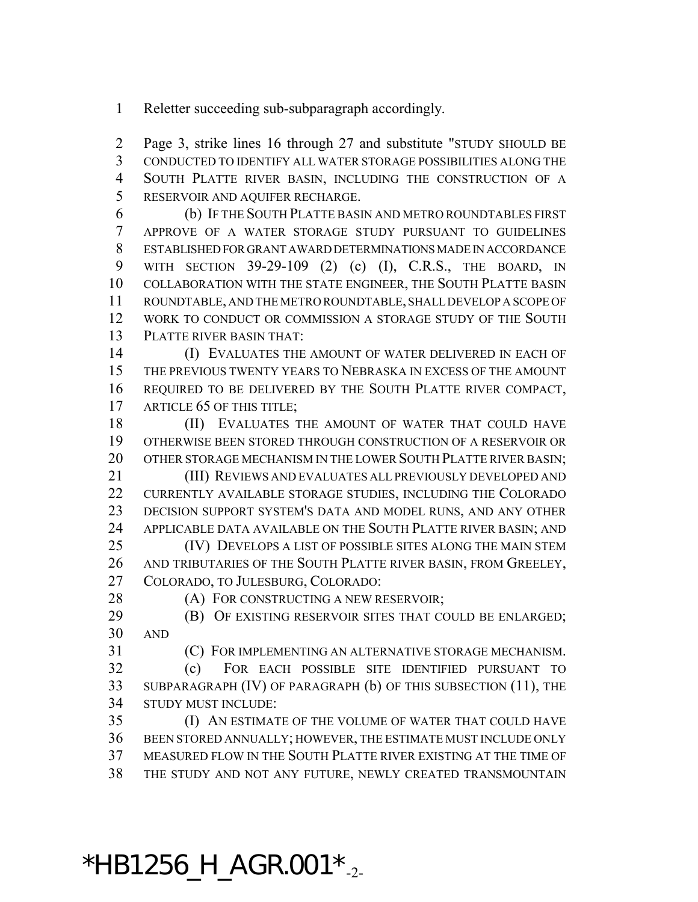Reletter succeeding sub-subparagraph accordingly.

Page 3, strike lines 16 through 27 and substitute "STUDY SHOULD BE CONDUCTED TO IDENTIFY ALL WATER STORAGE POSSIBILITIES ALONG THE SOUTH PLATTE RIVER BASIN, INCLUDING THE CONSTRUCTION OF A RESERVOIR AND AQUIFER RECHARGE.

(b) IF THE SOUTH PLATTE BASIN AND METRO ROUNDTABLES FIRST APPROVE OF A WATER STORAGE STUDY PURSUANT TO GUIDELINES ESTABLISHED FOR GRANT AWARD DETERMINATIONS MADE IN ACCORDANCE WITH SECTION 39-29-109 (2) (c) (I), C.R.S., THE BOARD, IN COLLABORATION WITH THE STATE ENGINEER, THE SOUTH PLATTE BASIN ROUNDTABLE, AND THE METRO ROUNDTABLE, SHALL DEVELOP A SCOPE OF WORK TO CONDUCT OR COMMISSION A STORAGE STUDY OF THE SOUTH PLATTE RIVER BASIN THAT:

(I) EVALUATES THE AMOUNT OF WATER DELIVERED IN EACH OF THE PREVIOUS TWENTY YEARS TO NEBRASKA IN EXCESS OF THE AMOUNT REQUIRED TO BE DELIVERED BY THE SOUTH PLATTE RIVER COMPACT, ARTICLE 65 OF THIS TITLE;

(II) EVALUATES THE AMOUNT OF WATER THAT COULD HAVE OTHERWISE BEEN STORED THROUGH CONSTRUCTION OF A RESERVOIR OR OTHER STORAGE MECHANISM IN THE LOWER SOUTH PLATTE RIVER BASIN;

(III) REVIEWS AND EVALUATES ALL PREVIOUSLY DEVELOPED AND CURRENTLY AVAILABLE STORAGE STUDIES, INCLUDING THE COLORADO DECISION SUPPORT SYSTEM'S DATA AND MODEL RUNS, AND ANY OTHER APPLICABLE DATA AVAILABLE ON THE SOUTH PLATTE RIVER BASIN; AND

(IV) DEVELOPS A LIST OF POSSIBLE SITES ALONG THE MAIN STEM AND TRIBUTARIES OF THE SOUTH PLATTE RIVER BASIN, FROM GREELEY, COLORADO, TO JULESBURG, COLORADO:

(A) FOR CONSTRUCTING A NEW RESERVOIR;

(B) OF EXISTING RESERVOIR SITES THAT COULD BE ENLARGED; AND

(C) FOR IMPLEMENTING AN ALTERNATIVE STORAGE MECHANISM.

(c) FOR EACH POSSIBLE SITE IDENTIFIED PURSUANT TO SUBPARAGRAPH (IV) OF PARAGRAPH (b) OF THIS SUBSECTION (11), THE STUDY MUST INCLUDE:

(I) AN ESTIMATE OF THE VOLUME OF WATER THAT COULD HAVE BEEN STORED ANNUALLY; HOWEVER, THE ESTIMATE MUST INCLUDE ONLY MEASURED FLOW IN THE SOUTH PLATTE RIVER EXISTING AT THE TIME OF THE STUDY AND NOT ANY FUTURE, NEWLY CREATED TRANSMOUNTAIN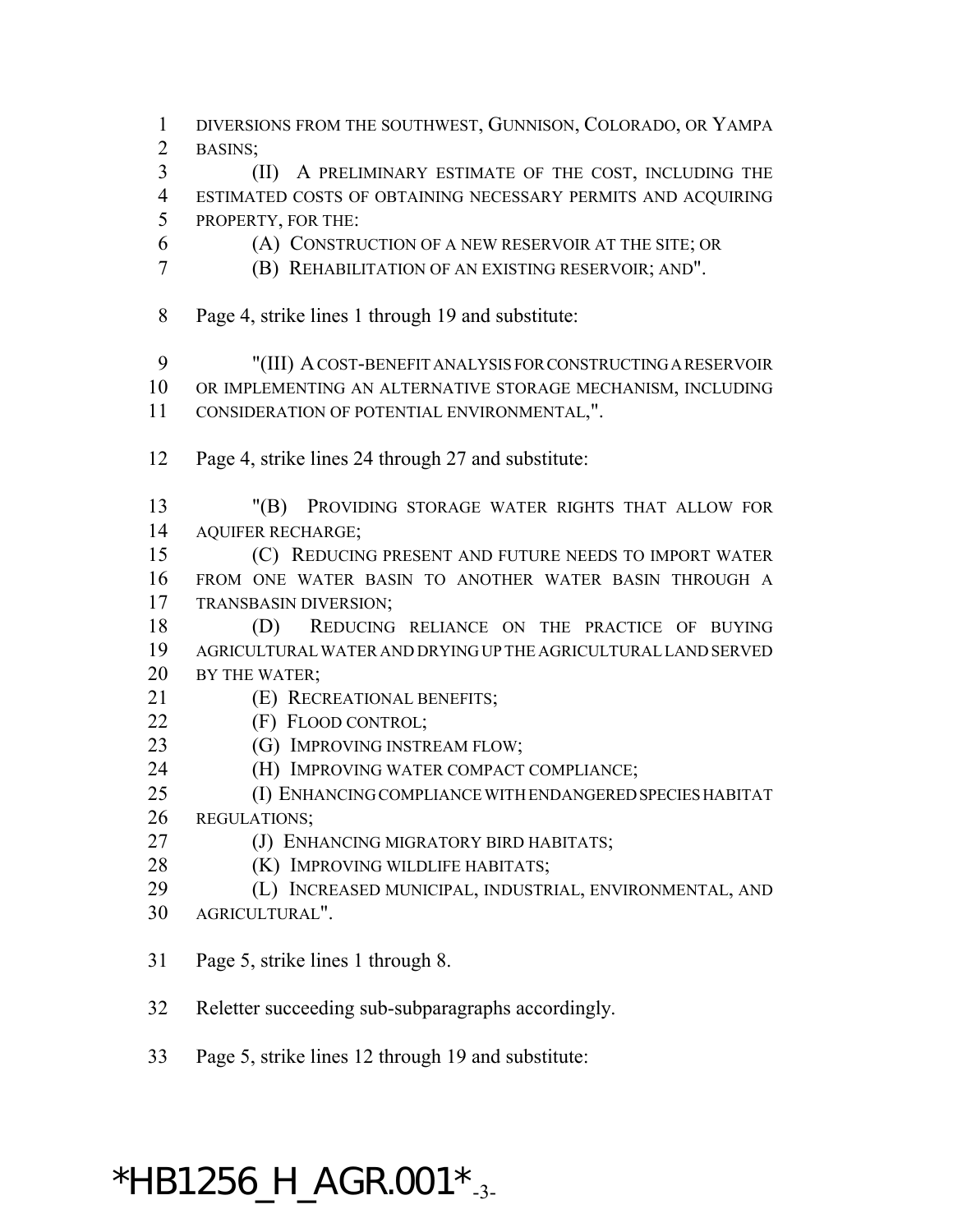DIVERSIONS FROM THE SOUTHWEST, GUNNISON, COLORADO, OR YAMPA BASINS;

(II) A PRELIMINARY ESTIMATE OF THE COST, INCLUDING THE ESTIMATED COSTS OF OBTAINING NECESSARY PERMITS AND ACQUIRING PROPERTY, FOR THE:

(A) CONSTRUCTION OF A NEW RESERVOIR AT THE SITE; OR

(B) REHABILITATION OF AN EXISTING RESERVOIR; AND".

Page 4, strike lines 1 through 19 and substitute:

"(III) A COST-BENEFIT ANALYSIS FOR CONSTRUCTING A RESERVOIR OR IMPLEMENTING AN ALTERNATIVE STORAGE MECHANISM, INCLUDING CONSIDERATION OF POTENTIAL ENVIRONMENTAL,".

Page 4, strike lines 24 through 27 and substitute:

"(B) PROVIDING STORAGE WATER RIGHTS THAT ALLOW FOR AQUIFER RECHARGE;

(C) REDUCING PRESENT AND FUTURE NEEDS TO IMPORT WATER FROM ONE WATER BASIN TO ANOTHER WATER BASIN THROUGH A TRANSBASIN DIVERSION;

(D) REDUCING RELIANCE ON THE PRACTICE OF BUYING AGRICULTURAL WATER AND DRYING UP THE AGRICULTURAL LAND SERVED BY THE WATER;

(E) RECREATIONAL BENEFITS;

(F) FLOOD CONTROL;

(G) IMPROVING INSTREAM FLOW;

(H) IMPROVING WATER COMPACT COMPLIANCE;

(I) ENHANCING COMPLIANCE WITH ENDANGERED SPECIES HABITAT REGULATIONS;

(J) ENHANCING MIGRATORY BIRD HABITATS;

(K) IMPROVING WILDLIFE HABITATS;

(L) INCREASED MUNICIPAL, INDUSTRIAL, ENVIRONMENTAL, AND AGRICULTURAL".

Page 5, strike lines 1 through 8.

Reletter succeeding sub-subparagraphs accordingly.

Page 5, strike lines 12 through 19 and substitute: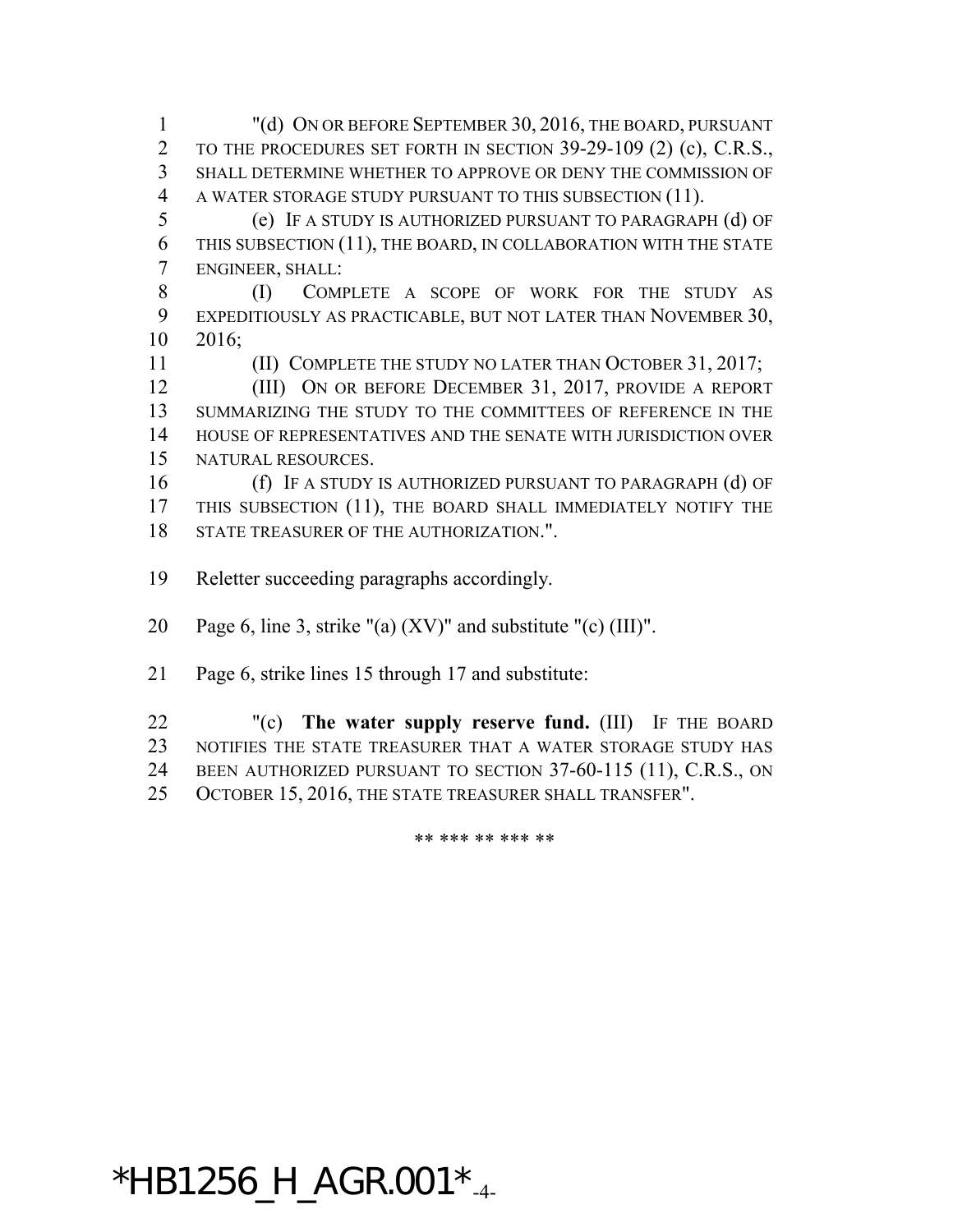"(d) ON OR BEFORE SEPTEMBER 30, 2016, THE BOARD, PURSUANT TO THE PROCEDURES SET FORTH IN SECTION 39-29-109 (2) (c), C.R.S., SHALL DETERMINE WHETHER TO APPROVE OR DENY THE COMMISSION OF A WATER STORAGE STUDY PURSUANT TO THIS SUBSECTION (11).

(e) IF A STUDY IS AUTHORIZED PURSUANT TO PARAGRAPH (d) OF THIS SUBSECTION (11), THE BOARD, IN COLLABORATION WITH THE STATE ENGINEER, SHALL:

(I) COMPLETE A SCOPE OF WORK FOR THE STUDY AS EXPEDITIOUSLY AS PRACTICABLE, BUT NOT LATER THAN NOVEMBER 30, 2016;

(II) COMPLETE THE STUDY NO LATER THAN OCTOBER 31, 2017;

(III) ON OR BEFORE DECEMBER 31, 2017, PROVIDE A REPORT SUMMARIZING THE STUDY TO THE COMMITTEES OF REFERENCE IN THE HOUSE OF REPRESENTATIVES AND THE SENATE WITH JURISDICTION OVER NATURAL RESOURCES.

(f) IF A STUDY IS AUTHORIZED PURSUANT TO PARAGRAPH (d) OF THIS SUBSECTION (11), THE BOARD SHALL IMMEDIATELY NOTIFY THE STATE TREASURER OF THE AUTHORIZATION.".

Reletter succeeding paragraphs accordingly.

Page 6, line 3, strike "(a) (XV)" and substitute "(c) (III)".

Page 6, strike lines 15 through 17 and substitute:

"(c) **The water supply reserve fund.** (III) IF THE BOARD NOTIFIES THE STATE TREASURER THAT A WATER STORAGE STUDY HAS BEEN AUTHORIZED PURSUANT TO SECTION 37-60-115 (11), C.R.S., ON OCTOBER 15, 2016, THE STATE TREASURER SHALL TRANSFER".

** *** ** *** **